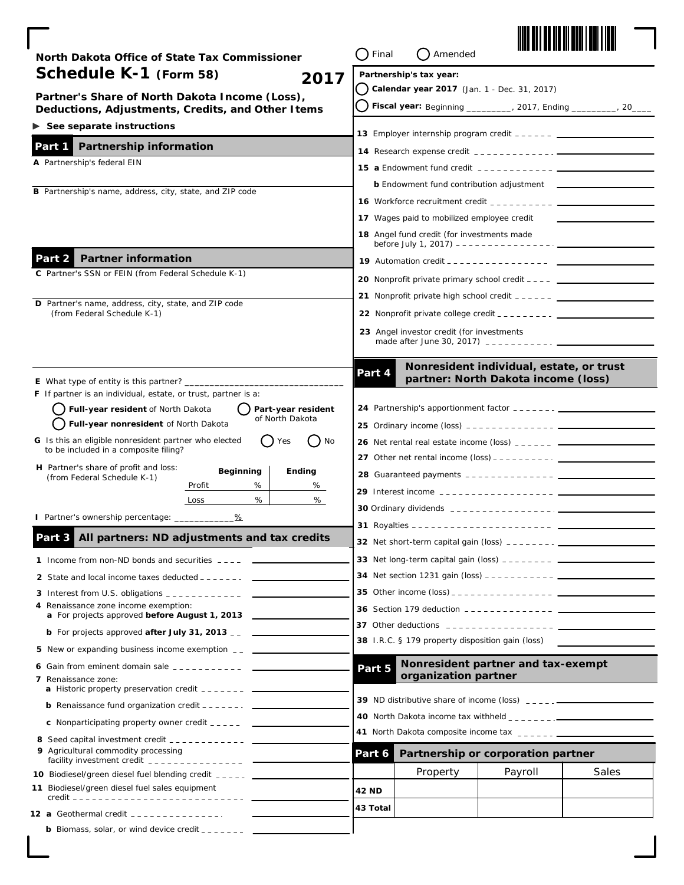North Dakota Office of State Tax Commissioner

# Schedule K-1 (Form 58) 2017

## Partner's Share of North Dakota Income (Loss), Deductions, Adjustments, Credits, and Other Items

► See separate instructions

◯ Final ◯ Amended

Partnership's tax year:

◯ **Calendar year 2017** (Jan. 1 - Dec. 31, 2017)

◯ **Fiscal year:** Beginning _________, 2017, Ending _________, 20____

## Part 1 Partnership information

A Partnership's federal EIN

B Partnership's name, address, city, state, and ZIP code

## Part 2 Partner information

C Partner's SSN or FEIN (from Federal Schedule K-1)

D Partner's name, address, city, state, and ZIP code (from Federal Schedule K-1)

E What type of entity is this partner? _______________________________

F If partner is an individual, estate, or trust, partner is a:

◯ **Full-year resident** of North Dakota ◯ **Part-year resident** of North Dakota

◯ **Full-year nonresident** of North Dakota

G Is this an eligible nonresident partner who elected to be included in a composite filing? ◯ Yes ◯ No

H Partner's share of profit and loss: (from Federal Schedule K-1)

| | Beginning | Ending |
|---|---|---|
| Profit | % | % |
| Loss | % | % |

I Partner's ownership percentage: ___________%

## Part 3 All partners: ND adjustments and tax credits

1 Income from non-ND bonds and securities

2 State and local income taxes deducted

3 Interest from U.S. obligations

4 Renaissance zone income exemption:

a For projects approved **before August 1, 2013**

b For projects approved **after July 31, 2013**

5 New or expanding business income exemption

6 Gain from eminent domain sale

7 Renaissance zone:

a Historic property preservation credit

b Renaissance fund organization credit

c Nonparticipating property owner credit

8 Seed capital investment credit

9 Agricultural commodity processing facility investment credit

10 Biodiesel/green diesel fuel blending credit

11 Biodiesel/green diesel fuel sales equipment credit

12 a Geothermal credit

b Biomass, solar, or wind device credit

13 Employer internship program credit

14 Research expense credit

15 a Endowment fund credit

b Endowment fund contribution adjustment

16 Workforce recruitment credit

17 Wages paid to mobilized employee credit

18 Angel fund credit (for investments made before July 1, 2017)

19 Automation credit

20 Nonprofit private primary school credit

21 Nonprofit private high school credit

22 Nonprofit private college credit

23 Angel investor credit (for investments made after June 30, 2017)

## Part 4 Nonresident individual, estate, or trust partner: North Dakota income (loss)

24 Partnership's apportionment factor

25 Ordinary income (loss)

26 Net rental real estate income (loss)

27 Other net rental income (loss)

28 Guaranteed payments

29 Interest income

30 Ordinary dividends

31 Royalties

32 Net short-term capital gain (loss)

33 Net long-term capital gain (loss)

34 Net section 1231 gain (loss)

35 Other income (loss)

36 Section 179 deduction

37 Other deductions

38 I.R.C. § 179 property disposition gain (loss)

## Part 5 Nonresident partner and tax-exempt organization partner

39 ND distributive share of income (loss)

40 North Dakota income tax withheld

41 North Dakota composite income tax

## Part 6 Partnership or corporation partner

| | Property | Payroll | Sales |
|---|---|---|---|
| 42 ND | | | |
| 43 Total | | | |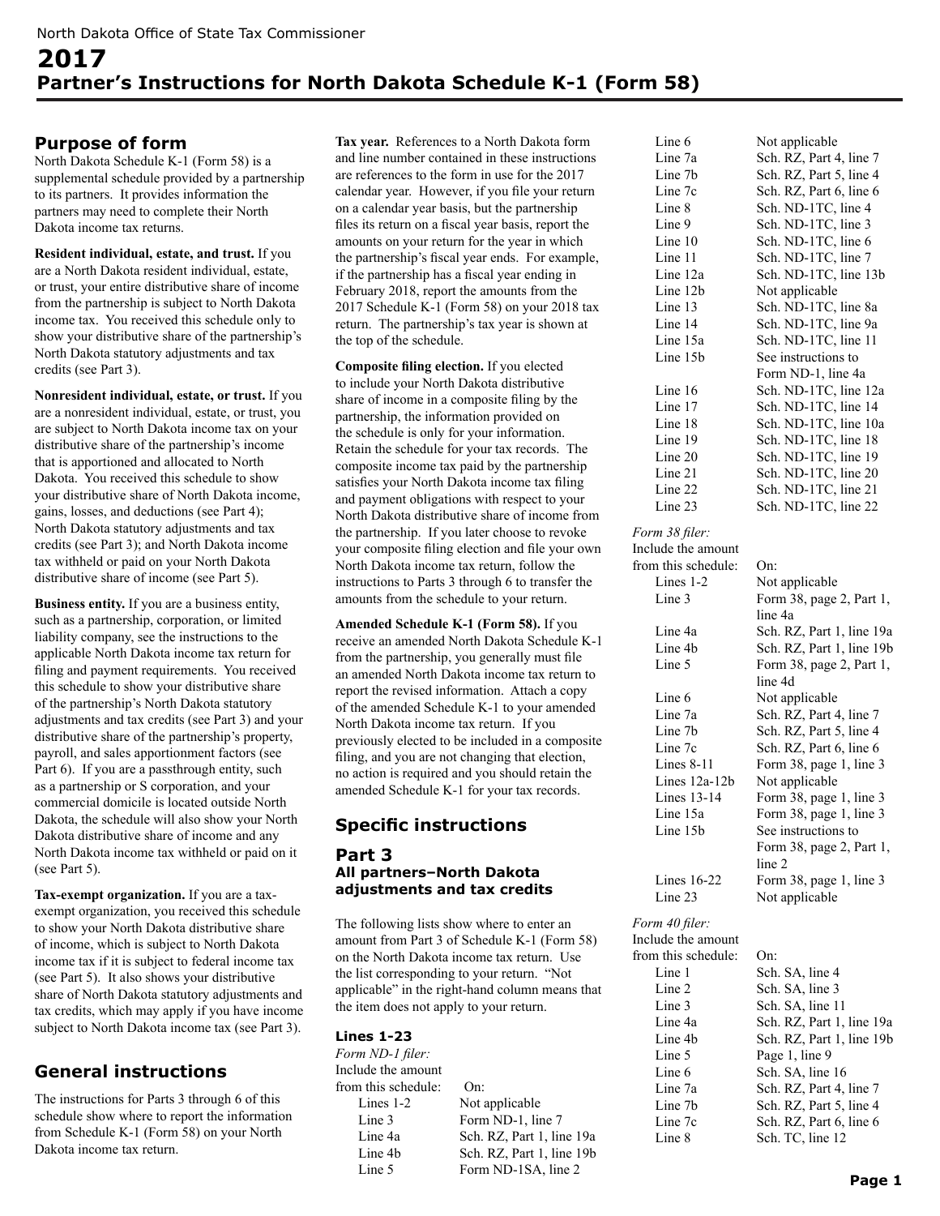## 2017 Partner's Instructions for North Dakota Schedule K-1 (Form 58)

### Purpose of form

North Dakota Schedule K-1 (Form 58) is a supplemental schedule provided by a partnership to its partners. It provides information the partners may need to complete their North Dakota income tax returns.

**Resident individual, estate, and trust.** If you are a North Dakota resident individual, estate, or trust, your entire distributive share of income from the partnership is subject to North Dakota income tax. You received this schedule only to show your distributive share of the partnership's North Dakota statutory adjustments and tax credits (see Part 3).

**Nonresident individual, estate, or trust.** If you are a nonresident individual, estate, or trust, you are subject to North Dakota income tax on your distributive share of the partnership's income that is apportioned and allocated to North Dakota. You received this schedule to show your distributive share of North Dakota income, gains, losses, and deductions (see Part 4); North Dakota statutory adjustments and tax credits (see Part 3); and North Dakota income tax withheld or paid on your North Dakota distributive share of income (see Part 5).

**Business entity.** If you are a business entity, such as a partnership, corporation, or limited liability company, see the instructions to the applicable North Dakota income tax return for filing and payment requirements. You received this schedule to show your distributive share of the partnership's North Dakota statutory adjustments and tax credits (see Part 3) and your distributive share of the partnership's property, payroll, and sales apportionment factors (see Part 6). If you are a passthrough entity, such as a partnership or S corporation, and your commercial domicile is located outside North Dakota, the schedule will also show your North Dakota distributive share of income and any North Dakota income tax withheld or paid on it (see Part 5).

**Tax-exempt organization.** If you are a tax-exempt organization, you received this schedule to show your North Dakota distributive share of income, which is subject to North Dakota income tax if it is subject to federal income tax (see Part 5). It also shows your distributive share of North Dakota statutory adjustments and tax credits, which may apply if you have income subject to North Dakota income tax (see Part 3).

### General instructions

The instructions for Parts 3 through 6 of this schedule show where to report the information from Schedule K-1 (Form 58) on your North Dakota income tax return.

**Tax year.** References to a North Dakota form and line number contained in these instructions are references to the form in use for the 2017 calendar year. However, if you file your return on a calendar year basis, but the partnership files its return on a fiscal year basis, report the amounts on your return for the year in which the partnership's fiscal year ends. For example, if the partnership has a fiscal year ending in February 2018, report the amounts from the 2017 Schedule K-1 (Form 58) on your 2018 tax return. The partnership's tax year is shown at the top of the schedule.

**Composite filing election.** If you elected to include your North Dakota distributive share of income in a composite filing by the partnership, the information provided on the schedule is only for your information. Retain the schedule for your tax records. The composite income tax paid by the partnership satisfies your North Dakota income tax filing and payment obligations with respect to your North Dakota distributive share of income from the partnership. If you later choose to revoke your composite filing election and file your own North Dakota income tax return, follow the instructions to Parts 3 through 6 to transfer the amounts from the schedule to your return.

**Amended Schedule K-1 (Form 58).** If you receive an amended North Dakota Schedule K-1 from the partnership, you generally must file an amended North Dakota income tax return to report the revised information. Attach a copy of the amended Schedule K-1 to your amended North Dakota income tax return. If you previously elected to be included in a composite filing, and you are not changing that election, no action is required and you should retain the amended Schedule K-1 for your tax records.

### Specific instructions

### Part 3
#### All partners–North Dakota adjustments and tax credits

The following lists show where to enter an amount from Part 3 of Schedule K-1 (Form 58) on the North Dakota income tax return. Use the list corresponding to your return. "Not applicable" in the right-hand column means that the item does not apply to your return.

#### Lines 1-23

*Form ND-1 filer:*

| Include the amount from this schedule: | On: |
|---|---|
| Lines 1-2 | Not applicable |
| Line 3 | Form ND-1, line 7 |
| Line 4a | Sch. RZ, Part 1, line 19a |
| Line 4b | Sch. RZ, Part 1, line 19b |
| Line 5 | Form ND-1SA, line 2 |
| Line 6 | Not applicable |
| Line 7a | Sch. RZ, Part 4, line 7 |
| Line 7b | Sch. RZ, Part 5, line 4 |
| Line 7c | Sch. RZ, Part 6, line 6 |
| Line 8 | Sch. ND-1TC, line 4 |
| Line 9 | Sch. ND-1TC, line 3 |
| Line 10 | Sch. ND-1TC, line 6 |
| Line 11 | Sch. ND-1TC, line 7 |
| Line 12a | Sch. ND-1TC, line 13b |
| Line 12b | Not applicable |
| Line 13 | Sch. ND-1TC, line 8a |
| Line 14 | Sch. ND-1TC, line 9a |
| Line 15a | Sch. ND-1TC, line 11 |
| Line 15b | See instructions to Form ND-1, line 4a |
| Line 16 | Sch. ND-1TC, line 12a |
| Line 17 | Sch. ND-1TC, line 14 |
| Line 18 | Sch. ND-1TC, line 10a |
| Line 19 | Sch. ND-1TC, line 18 |
| Line 20 | Sch. ND-1TC, line 19 |
| Line 21 | Sch. ND-1TC, line 20 |
| Line 22 | Sch. ND-1TC, line 21 |
| Line 23 | Sch. ND-1TC, line 22 |

*Form 38 filer:*

| Include the amount from this schedule: | On: |
|---|---|
| Lines 1-2 | Not applicable |
| Line 3 | Form 38, page 2, Part 1, line 4a |
| Line 4a | Sch. RZ, Part 1, line 19a |
| Line 4b | Sch. RZ, Part 1, line 19b |
| Line 5 | Form 38, page 2, Part 1, line 4d |
| Line 6 | Not applicable |
| Line 7a | Sch. RZ, Part 4, line 7 |
| Line 7b | Sch. RZ, Part 5, line 4 |
| Line 7c | Sch. RZ, Part 6, line 6 |
| Lines 8-11 | Form 38, page 1, line 3 |
| Lines 12a-12b | Not applicable |
| Lines 13-14 | Form 38, page 1, line 3 |
| Line 15a | Form 38, page 1, line 3 |
| Line 15b | See instructions to Form 38, page 2, Part 1, line 2 |
| Lines 16-22 | Form 38, page 1, line 3 |
| Line 23 | Not applicable |

*Form 40 filer:*

| Include the amount from this schedule: | On: |
|---|---|
| Line 1 | Sch. SA, line 4 |
| Line 2 | Sch. SA, line 3 |
| Line 3 | Sch. SA, line 11 |
| Line 4a | Sch. RZ, Part 1, line 19a |
| Line 4b | Sch. RZ, Part 1, line 19b |
| Line 5 | Page 1, line 9 |
| Line 6 | Sch. SA, line 16 |
| Line 7a | Sch. RZ, Part 4, line 7 |
| Line 7b | Sch. RZ, Part 5, line 4 |
| Line 7c | Sch. RZ, Part 6, line 6 |
| Line 8 | Sch. TC, line 12 |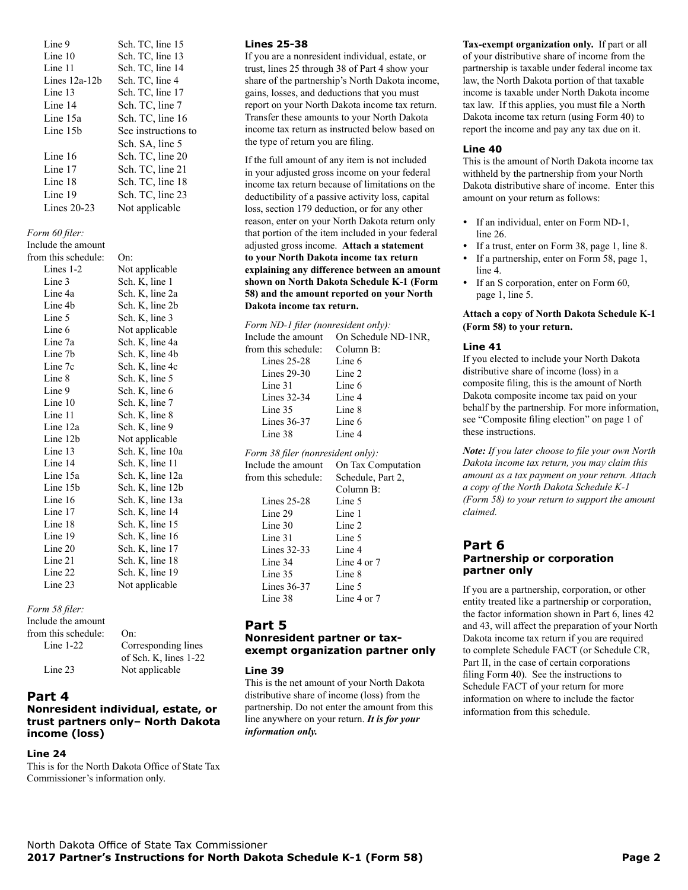| | |
|---|---|
| Line 9 | Sch. TC, line 15 |
| Line 10 | Sch. TC, line 13 |
| Line 11 | Sch. TC, line 14 |
| Lines 12a-12b | Sch. TC, line 4 |
| Line 13 | Sch. TC, line 17 |
| Line 14 | Sch. TC, line 7 |
| Line 15a | Sch. TC, line 16 |
| Line 15b | See instructions to Sch. SA, line 5 |
| Line 16 | Sch. TC, line 20 |
| Line 17 | Sch. TC, line 21 |
| Line 18 | Sch. TC, line 18 |
| Line 19 | Sch. TC, line 23 |
| Lines 20-23 | Not applicable |

*Form 60 filer:*

| Include the amount from this schedule: | On: |
|---|---|
| Lines 1-2 | Not applicable |
| Line 3 | Sch. K, line 1 |
| Line 4a | Sch. K, line 2a |
| Line 4b | Sch. K, line 2b |
| Line 5 | Sch. K, line 3 |
| Line 6 | Not applicable |
| Line 7a | Sch. K, line 4a |
| Line 7b | Sch. K, line 4b |
| Line 7c | Sch. K, line 4c |
| Line 8 | Sch. K, line 5 |
| Line 9 | Sch. K, line 6 |
| Line 10 | Sch. K, line 7 |
| Line 11 | Sch. K, line 8 |
| Line 12a | Sch. K, line 9 |
| Line 12b | Not applicable |
| Line 13 | Sch. K, line 10a |
| Line 14 | Sch. K, line 11 |
| Line 15a | Sch. K, line 12a |
| Line 15b | Sch. K, line 12b |
| Line 16 | Sch. K, line 13a |
| Line 17 | Sch. K, line 14 |
| Line 18 | Sch. K, line 15 |
| Line 19 | Sch. K, line 16 |
| Line 20 | Sch. K, line 17 |
| Line 21 | Sch. K, line 18 |
| Line 22 | Sch. K, line 19 |
| Line 23 | Not applicable |

*Form 58 filer:*

| Include the amount from this schedule: | On: |
|---|---|
| Line 1-22 | Corresponding lines of Sch. K, lines 1-22 |
| Line 23 | Not applicable |

## Part 4
### Nonresident individual, estate, or trust partners only– North Dakota income (loss)

#### Line 24

This is for the North Dakota Office of State Tax Commissioner's information only.

#### Lines 25-38

If you are a nonresident individual, estate, or trust, lines 25 through 38 of Part 4 show your share of the partnership's North Dakota income, gains, losses, and deductions that you must report on your North Dakota income tax return. Transfer these amounts to your North Dakota income tax return as instructed below based on the type of return you are filing.

If the full amount of any item is not included in your adjusted gross income on your federal income tax return because of limitations on the deductibility of a passive activity loss, capital loss, section 179 deduction, or for any other reason, enter on your North Dakota return only that portion of the item included in your federal adjusted gross income. **Attach a statement to your North Dakota income tax return explaining any difference between an amount shown on North Dakota Schedule K-1 (Form 58) and the amount reported on your North Dakota income tax return.**

*Form ND-1 filer (nonresident only):*

| Include the amount from this schedule: | On Schedule ND-1NR, Column B: |
|---|---|
| Lines 25-28 | Line 6 |
| Lines 29-30 | Line 2 |
| Line 31 | Line 6 |
| Lines 32-34 | Line 4 |
| Line 35 | Line 8 |
| Lines 36-37 | Line 6 |
| Line 38 | Line 4 |

*Form 38 filer (nonresident only):*

| Include the amount from this schedule: | On Tax Computation Schedule, Part 2, Column B: |
|---|---|
| Lines 25-28 | Line 5 |
| Line 29 | Line 1 |
| Line 30 | Line 2 |
| Line 31 | Line 5 |
| Lines 32-33 | Line 4 |
| Line 34 | Line 4 or 7 |
| Line 35 | Line 8 |
| Lines 36-37 | Line 5 |
| Line 38 | Line 4 or 7 |

## Part 5
### Nonresident partner or tax-exempt organization partner only

#### Line 39

This is the net amount of your North Dakota distributive share of income (loss) from the partnership. Do not enter the amount from this line anywhere on your return. ***It is for your information only.***

**Tax-exempt organization only.** If part or all of your distributive share of income from the partnership is taxable under federal income tax law, the North Dakota portion of that taxable income is taxable under North Dakota income tax law. If this applies, you must file a North Dakota income tax return (using Form 40) to report the income and pay any tax due on it.

#### Line 40

This is the amount of North Dakota income tax withheld by the partnership from your North Dakota distributive share of income. Enter this amount on your return as follows:

- If an individual, enter on Form ND-1, line 26.
- If a trust, enter on Form 38, page 1, line 8.
- If a partnership, enter on Form 58, page 1, line 4.
- If an S corporation, enter on Form 60, page 1, line 5.

**Attach a copy of North Dakota Schedule K-1 (Form 58) to your return.**

#### Line 41

If you elected to include your North Dakota distributive share of income (loss) in a composite filing, this is the amount of North Dakota composite income tax paid on your behalf by the partnership. For more information, see "Composite filing election" on page 1 of these instructions.

***Note:*** *If you later choose to file your own North Dakota income tax return, you may claim this amount as a tax payment on your return. Attach a copy of the North Dakota Schedule K-1 (Form 58) to your return to support the amount claimed.*

## Part 6
### Partnership or corporation partner only

If you are a partnership, corporation, or other entity treated like a partnership or corporation, the factor information shown in Part 6, lines 42 and 43, will affect the preparation of your North Dakota income tax return if you are required to complete Schedule FACT (or Schedule CR, Part II, in the case of certain corporations filing Form 40). See the instructions to Schedule FACT of your return for more information on where to include the factor information from this schedule.